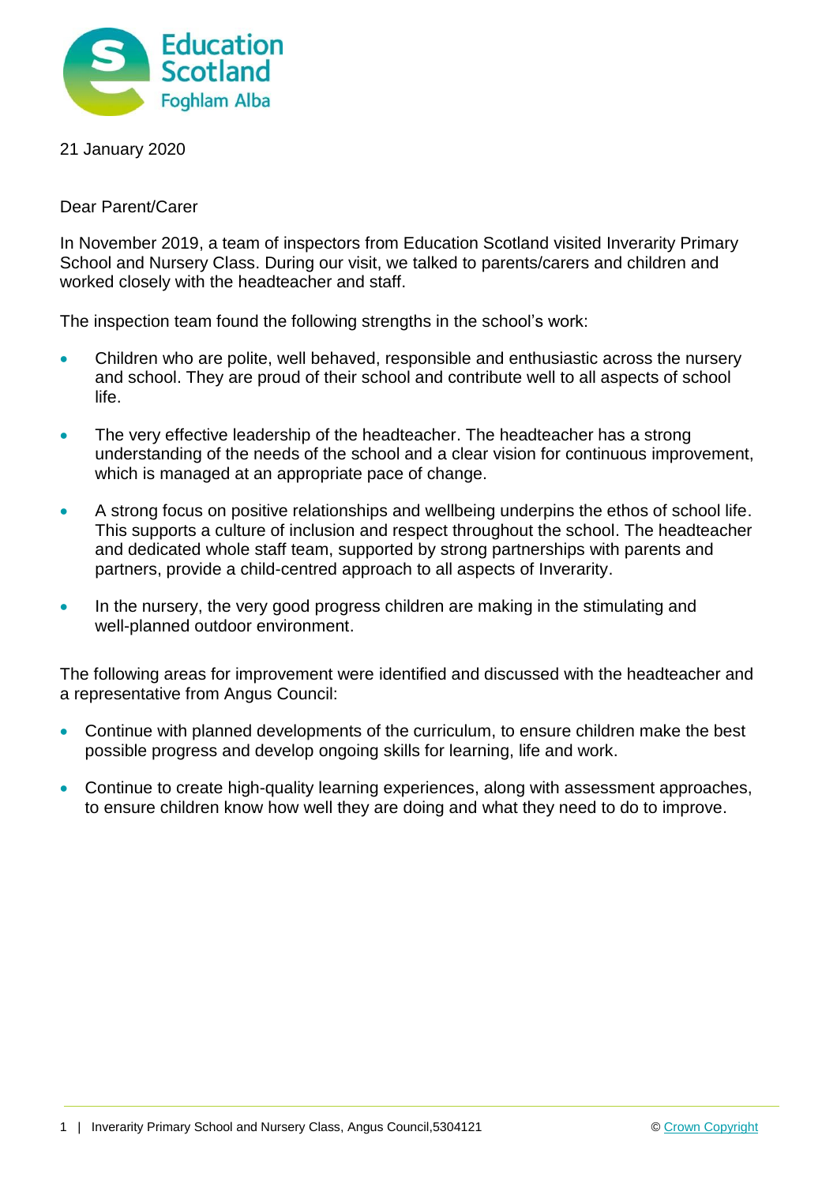21 January 2020

Dear Parent/Carer

In November 2019, a team of inspectors from Education Scotland visited Inverarity Primary School and Nursery Class. During our visit, we talked to parents/carers and children and worked closely with the headteacher and staff.

The inspection team found the following strengths in the school's work:

- Children who are polite, well behaved, responsible and enthusiastic across the nursery and school. They are proud of their school and contribute well to all aspects of school life.
- The very effective leadership of the headteacher. The headteacher has a strong understanding of the needs of the school and a clear vision for continuous improvement, which is managed at an appropriate pace of change.
- A strong focus on positive relationships and wellbeing underpins the ethos of school life. This supports a culture of inclusion and respect throughout the school. The headteacher and dedicated whole staff team, supported by strong partnerships with parents and partners, provide a child-centred approach to all aspects of Inverarity.
- In the nursery, the very good progress children are making in the stimulating and well-planned outdoor environment.

The following areas for improvement were identified and discussed with the headteacher and a representative from Angus Council:

- Continue with planned developments of the curriculum, to ensure children make the best possible progress and develop ongoing skills for learning, life and work.
- Continue to create high-quality learning experiences, along with assessment approaches, to ensure children know how well they are doing and what they need to do to improve.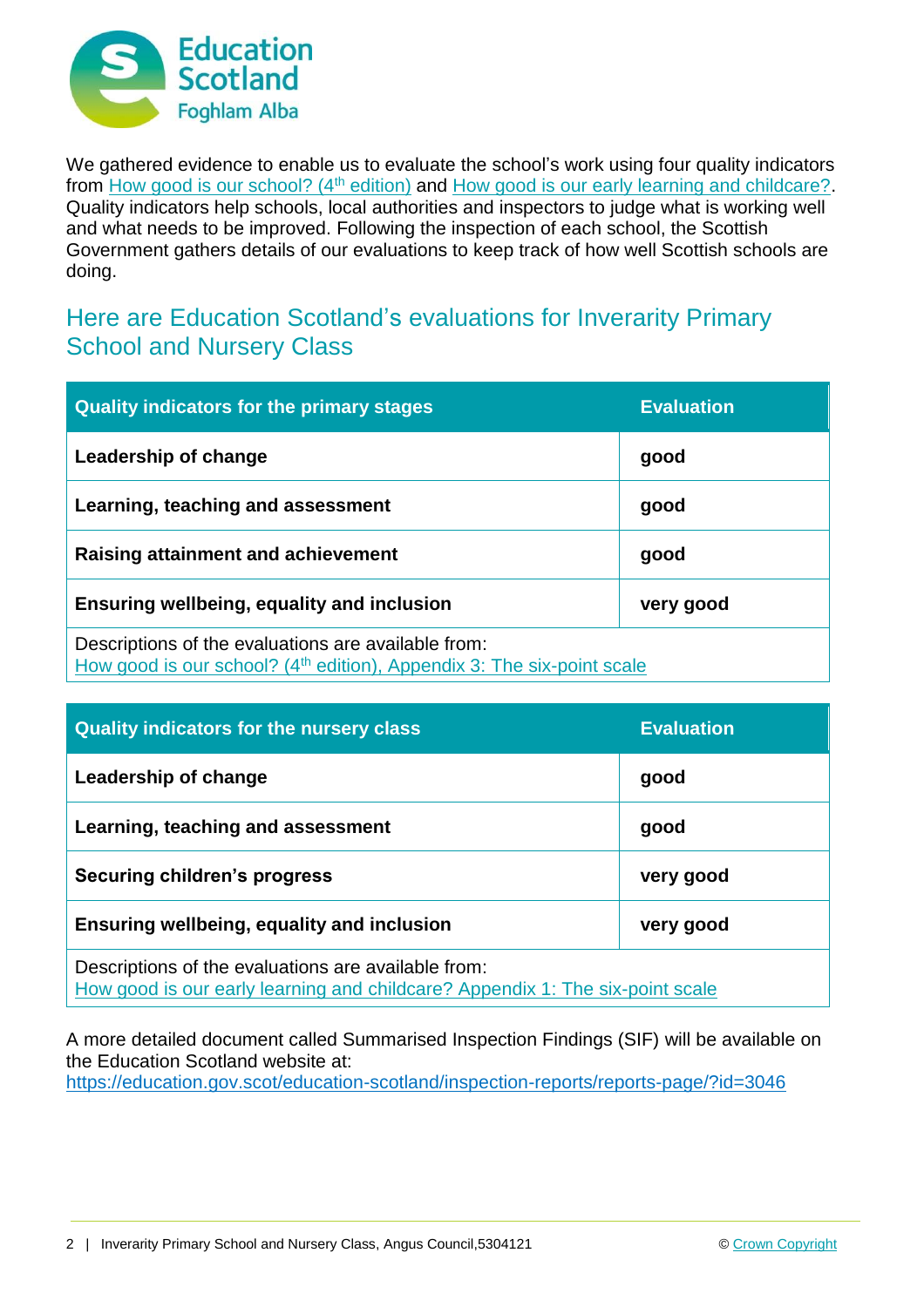We gathered evidence to enable us to evaluate the school's work using four quality indicators from How good is our school? (4th edition) and How good is our early learning and childcare?. Quality indicators help schools, local authorities and inspectors to judge what is working well and what needs to be improved. Following the inspection of each school, the Scottish Government gathers details of our evaluations to keep track of how well Scottish schools are doing.

## Here are Education Scotland's evaluations for Inverarity Primary School and Nursery Class

| Quality indicators for the primary stages | Evaluation |
|---|---|
| **Leadership of change** | **good** |
| **Learning, teaching and assessment** | **good** |
| **Raising attainment and achievement** | **good** |
| **Ensuring wellbeing, equality and inclusion** | **very good** |
| Descriptions of the evaluations are available from: How good is our school? (4th edition), Appendix 3: The six-point scale | |

| Quality indicators for the nursery class | Evaluation |
|---|---|
| **Leadership of change** | **good** |
| **Learning, teaching and assessment** | **good** |
| **Securing children's progress** | **very good** |
| **Ensuring wellbeing, equality and inclusion** | **very good** |
| Descriptions of the evaluations are available from: How good is our early learning and childcare? Appendix 1: The six-point scale | |

A more detailed document called Summarised Inspection Findings (SIF) will be available on the Education Scotland website at:
https://education.gov.scot/education-scotland/inspection-reports/reports-page/?id=3046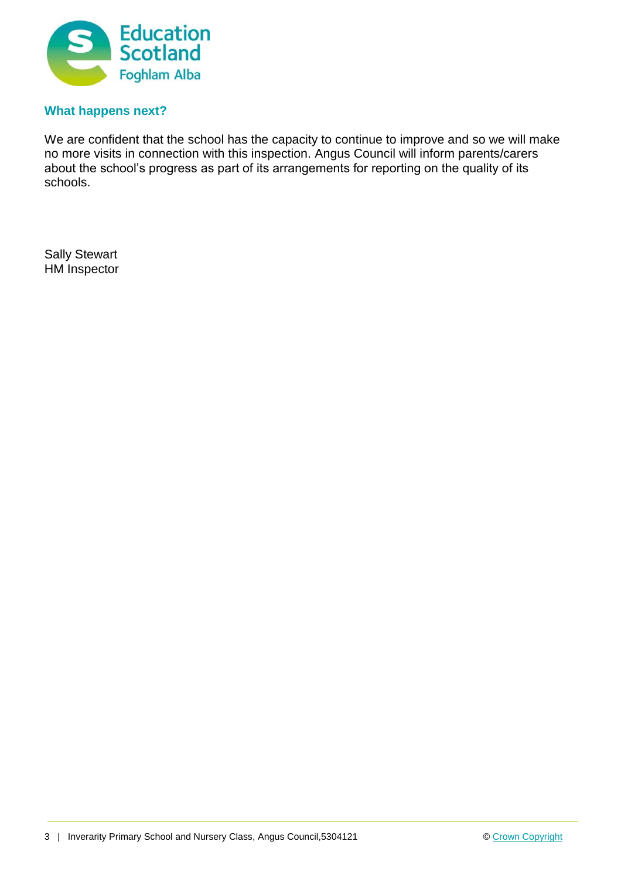## What happens next?

We are confident that the school has the capacity to continue to improve and so we will make no more visits in connection with this inspection. Angus Council will inform parents/carers about the school's progress as part of its arrangements for reporting on the quality of its schools.

Sally Stewart
HM Inspector